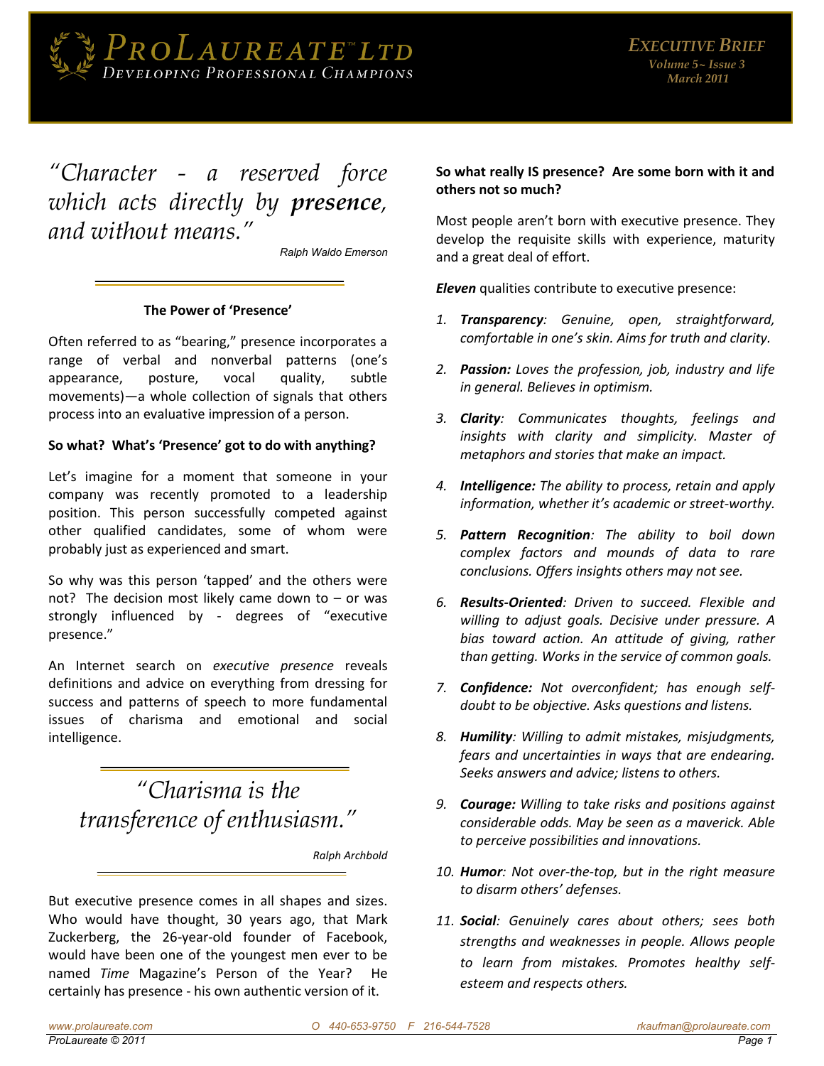# ProLaureate™ Ltd

*Developing Professional Champions*

**Executive Brief**
*Volume 5~ Issue 3*
*March 2011*

> *"Character - a reserved force which acts directly by **presence**, and without means."*
>
> Ralph Waldo Emerson

## The Power of 'Presence'

Often referred to as "bearing," presence incorporates a range of verbal and nonverbal patterns (one's appearance, posture, vocal quality, subtle movements)—a whole collection of signals that others process into an evaluative impression of a person.

### So what? What's 'Presence' got to do with anything?

Let's imagine for a moment that someone in your company was recently promoted to a leadership position. This person successfully competed against other qualified candidates, some of whom were probably just as experienced and smart.

So why was this person 'tapped' and the others were not? The decision most likely came down to – or was strongly influenced by - degrees of "executive presence."

An Internet search on *executive presence* reveals definitions and advice on everything from dressing for success and patterns of speech to more fundamental issues of charisma and emotional and social intelligence.

> *"Charisma is the transference of enthusiasm."*
>
> *Ralph Archbold*

But executive presence comes in all shapes and sizes. Who would have thought, 30 years ago, that Mark Zuckerberg, the 26-year-old founder of Facebook, would have been one of the youngest men ever to be named *Time* Magazine's Person of the Year? He certainly has presence - his own authentic version of it.

### So what really IS presence? Are some born with it and others not so much?

Most people aren't born with executive presence. They develop the requisite skills with experience, maturity and a great deal of effort.

***Eleven*** qualities contribute to executive presence:

1. ***Transparency****: Genuine, open, straightforward, comfortable in one's skin. Aims for truth and clarity.*
2. ***Passion:*** *Loves the profession, job, industry and life in general. Believes in optimism.*
3. ***Clarity****: Communicates thoughts, feelings and insights with clarity and simplicity. Master of metaphors and stories that make an impact.*
4. ***Intelligence:*** *The ability to process, retain and apply information, whether it's academic or street-worthy.*
5. ***Pattern Recognition****: The ability to boil down complex factors and mounds of data to rare conclusions. Offers insights others may not see.*
6. ***Results-Oriented****: Driven to succeed. Flexible and willing to adjust goals. Decisive under pressure. A bias toward action. An attitude of giving, rather than getting. Works in the service of common goals.*
7. ***Confidence:*** *Not overconfident; has enough self-doubt to be objective. Asks questions and listens.*
8. ***Humility****: Willing to admit mistakes, misjudgments, fears and uncertainties in ways that are endearing. Seeks answers and advice; listens to others.*
9. ***Courage:*** *Willing to take risks and positions against considerable odds. May be seen as a maverick. Able to perceive possibilities and innovations.*
10. ***Humor****: Not over-the-top, but in the right measure to disarm others' defenses.*
11. ***Social****: Genuinely cares about others; sees both strengths and weaknesses in people. Allows people to learn from mistakes. Promotes healthy self-esteem and respects others.*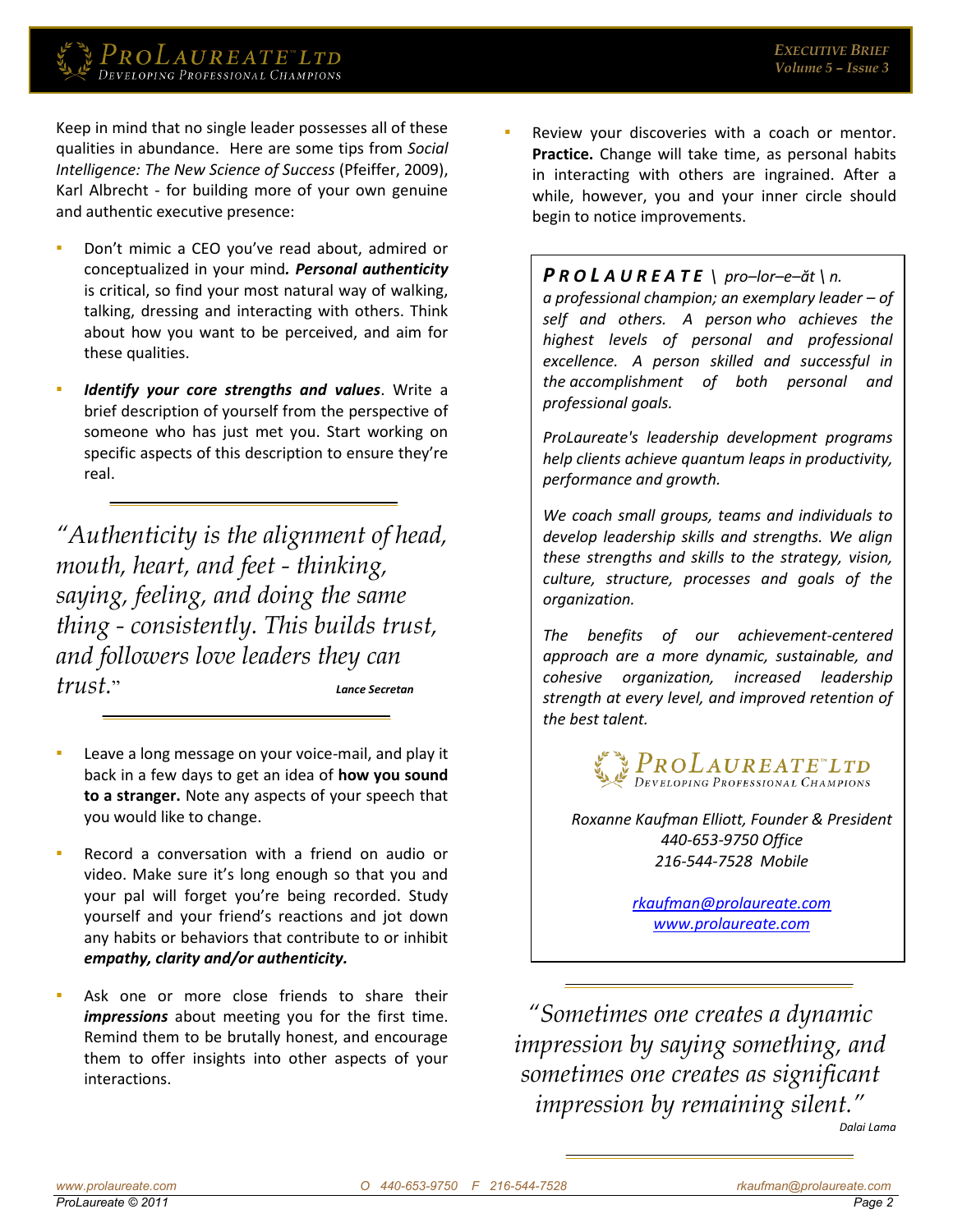Keep in mind that no single leader possesses all of these qualities in abundance. Here are some tips from *Social Intelligence: The New Science of Success* (Pfeiffer, 2009), Karl Albrecht - for building more of your own genuine and authentic executive presence:

- Don't mimic a CEO you've read about, admired or conceptualized in your mind***. Personal authenticity*** is critical, so find your most natural way of walking, talking, dressing and interacting with others. Think about how you want to be perceived, and aim for these qualities.

- ***Identify your core strengths and values***. Write a brief description of yourself from the perspective of someone who has just met you. Start working on specific aspects of this description to ensure they're real.

---

*"Authenticity is the alignment of head, mouth, heart, and feet - thinking, saying, feeling, and doing the same thing - consistently. This builds trust, and followers love leaders they can trust."* ***Lance Secretan***

---

- Leave a long message on your voice-mail, and play it back in a few days to get an idea of **how you sound to a stranger.** Note any aspects of your speech that you would like to change.

- Record a conversation with a friend on audio or video. Make sure it's long enough so that you and your pal will forget you're being recorded. Study yourself and your friend's reactions and jot down any habits or behaviors that contribute to or inhibit ***empathy, clarity and/or authenticity.***

- Ask one or more close friends to share their ***impressions*** about meeting you for the first time. Remind them to be brutally honest, and encourage them to offer insights into other aspects of your interactions.

- Review your discoveries with a coach or mentor. **Practice.** Change will take time, as personal habits in interacting with others are ingrained. After a while, however, you and your inner circle should begin to notice improvements.

***P R O L A U R E A T E*** *\ pro–lor–e–ăt \ n.*
*a professional champion; an exemplary leader – of self and others. A person who achieves the highest levels of personal and professional excellence. A person skilled and successful in the accomplishment of both personal and professional goals.*

*ProLaureate's leadership development programs help clients achieve quantum leaps in productivity, performance and growth.*

*We coach small groups, teams and individuals to develop leadership skills and strengths. We align these strengths and skills to the strategy, vision, culture, structure, processes and goals of the organization.*

*The benefits of our achievement-centered approach are a more dynamic, sustainable, and cohesive organization, increased leadership strength at every level, and improved retention of the best talent.*

ProLaureate™ Ltd
Developing Professional Champions

*Roxanne Kaufman Elliott, Founder & President*
*440-653-9750 Office*
*216-544-7528 Mobile*

*rkaufman@prolaureate.com*
*www.prolaureate.com*

---

*"Sometimes one creates a dynamic impression by saying something, and sometimes one creates as significant impression by remaining silent."*
*Dalai Lama*

---